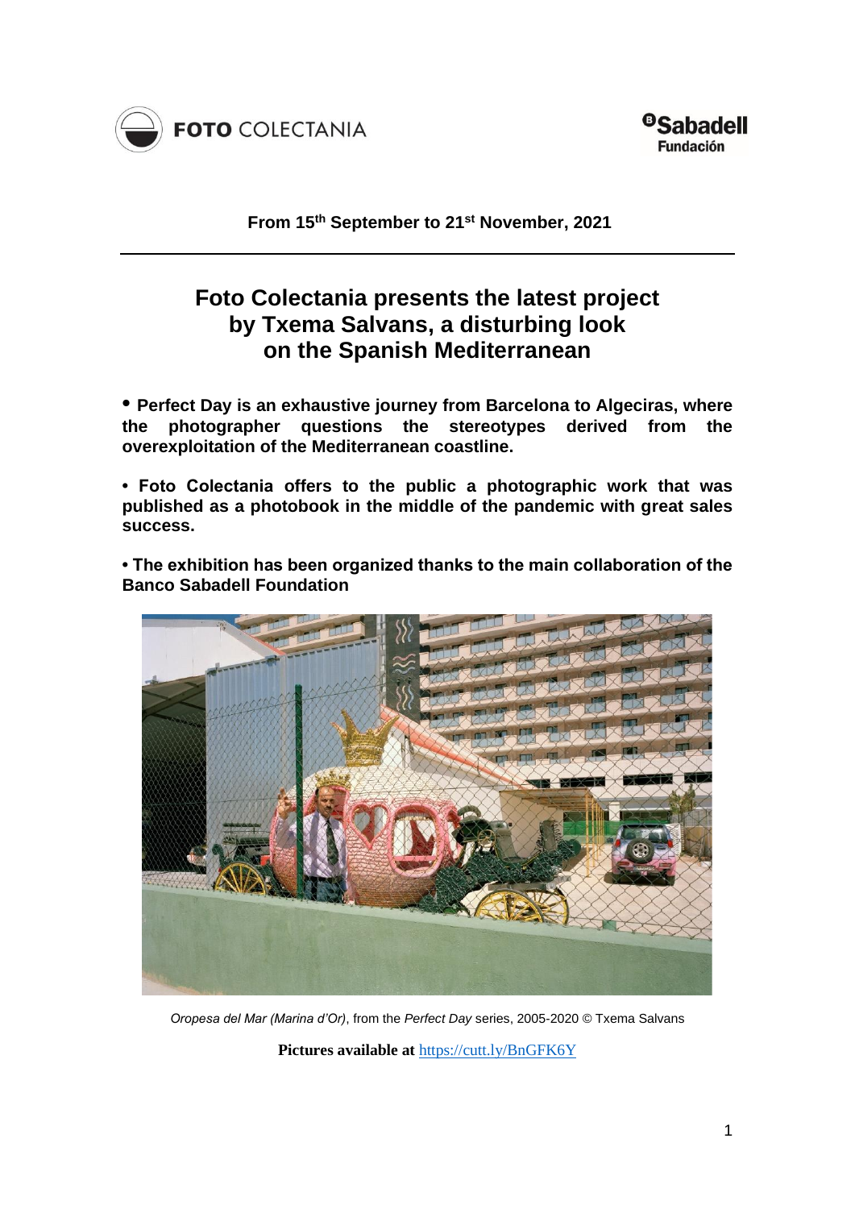FOTO COLECTANIA

Sabadell Fundación

**From 15th September to 21st November, 2021**

# Foto Colectania presents the latest project by Txema Salvans, a disturbing look on the Spanish Mediterranean

**• Perfect Day is an exhaustive journey from Barcelona to Algeciras, where the photographer questions the stereotypes derived from the overexploitation of the Mediterranean coastline.**

**• Foto Colectania offers to the public a photographic work that was published as a photobook in the middle of the pandemic with great sales success.**

**• The exhibition has been organized thanks to the main collaboration of the Banco Sabadell Foundation**

*Oropesa del Mar (Marina d'Or)*, from the *Perfect Day* series, 2005-2020 © Txema Salvans

**Pictures available at** https://cutt.ly/BnGFK6Y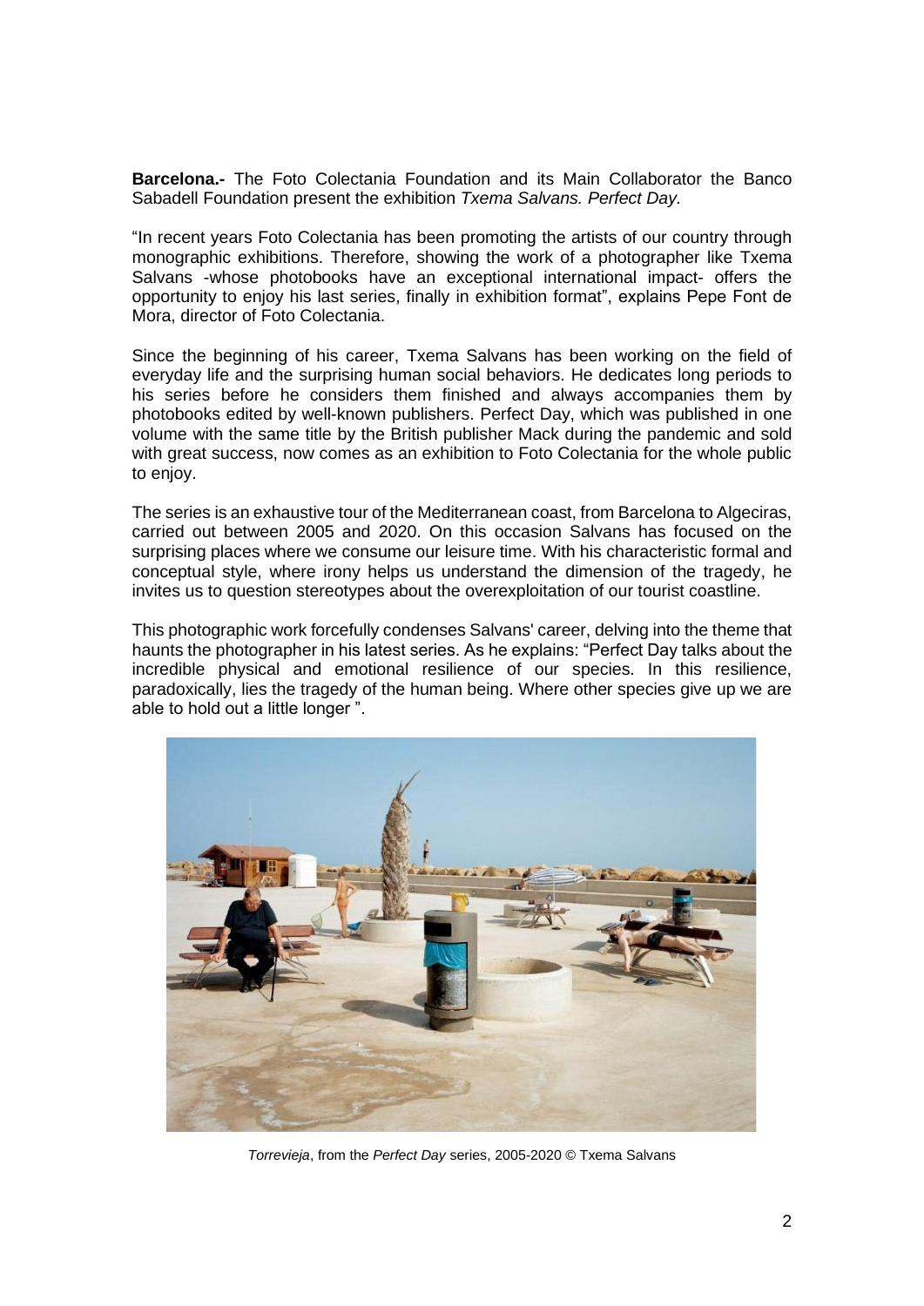**Barcelona.-** The Foto Colectania Foundation and its Main Collaborator the Banco Sabadell Foundation present the exhibition *Txema Salvans. Perfect Day.*

"In recent years Foto Colectania has been promoting the artists of our country through monographic exhibitions. Therefore, showing the work of a photographer like Txema Salvans -whose photobooks have an exceptional international impact- offers the opportunity to enjoy his last series, finally in exhibition format", explains Pepe Font de Mora, director of Foto Colectania.

Since the beginning of his career, Txema Salvans has been working on the field of everyday life and the surprising human social behaviors. He dedicates long periods to his series before he considers them finished and always accompanies them by photobooks edited by well-known publishers. Perfect Day, which was published in one volume with the same title by the British publisher Mack during the pandemic and sold with great success, now comes as an exhibition to Foto Colectania for the whole public to enjoy.

The series is an exhaustive tour of the Mediterranean coast, from Barcelona to Algeciras, carried out between 2005 and 2020. On this occasion Salvans has focused on the surprising places where we consume our leisure time. With his characteristic formal and conceptual style, where irony helps us understand the dimension of the tragedy, he invites us to question stereotypes about the overexploitation of our tourist coastline.

This photographic work forcefully condenses Salvans' career, delving into the theme that haunts the photographer in his latest series. As he explains: "Perfect Day talks about the incredible physical and emotional resilience of our species. In this resilience, paradoxically, lies the tragedy of the human being. Where other species give up we are able to hold out a little longer ".

*Torrevieja*, from the *Perfect Day* series, 2005-2020 © Txema Salvans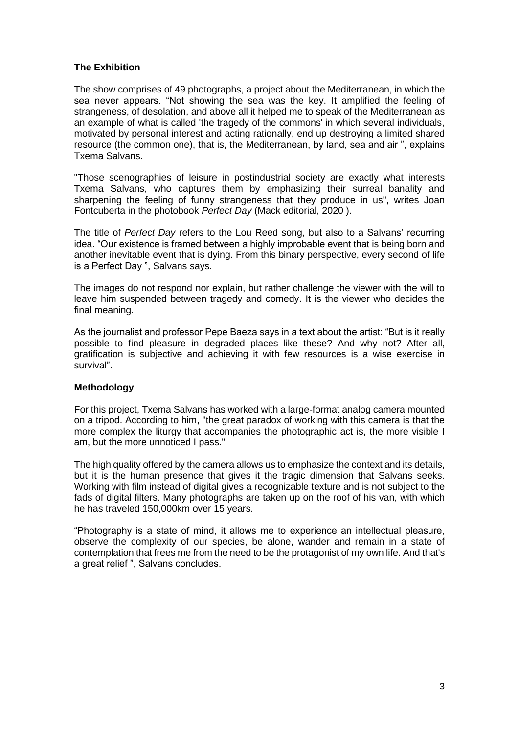**The Exhibition**

The show comprises of 49 photographs, a project about the Mediterranean, in which the sea never appears. "Not showing the sea was the key. It amplified the feeling of strangeness, of desolation, and above all it helped me to speak of the Mediterranean as an example of what is called 'the tragedy of the commons' in which several individuals, motivated by personal interest and acting rationally, end up destroying a limited shared resource (the common one), that is, the Mediterranean, by land, sea and air ", explains Txema Salvans.

"Those scenographies of leisure in postindustrial society are exactly what interests Txema Salvans, who captures them by emphasizing their surreal banality and sharpening the feeling of funny strangeness that they produce in us", writes Joan Fontcuberta in the photobook *Perfect Day* (Mack editorial, 2020 ).

The title of *Perfect Day* refers to the Lou Reed song, but also to a Salvans' recurring idea. "Our existence is framed between a highly improbable event that is being born and another inevitable event that is dying. From this binary perspective, every second of life is a Perfect Day ", Salvans says.

The images do not respond nor explain, but rather challenge the viewer with the will to leave him suspended between tragedy and comedy. It is the viewer who decides the final meaning.

As the journalist and professor Pepe Baeza says in a text about the artist: "But is it really possible to find pleasure in degraded places like these? And why not? After all, gratification is subjective and achieving it with few resources is a wise exercise in survival".

**Methodology**

For this project, Txema Salvans has worked with a large-format analog camera mounted on a tripod. According to him, "the great paradox of working with this camera is that the more complex the liturgy that accompanies the photographic act is, the more visible I am, but the more unnoticed I pass."

The high quality offered by the camera allows us to emphasize the context and its details, but it is the human presence that gives it the tragic dimension that Salvans seeks. Working with film instead of digital gives a recognizable texture and is not subject to the fads of digital filters. Many photographs are taken up on the roof of his van, with which he has traveled 150,000km over 15 years.

"Photography is a state of mind, it allows me to experience an intellectual pleasure, observe the complexity of our species, be alone, wander and remain in a state of contemplation that frees me from the need to be the protagonist of my own life. And that's a great relief ", Salvans concludes.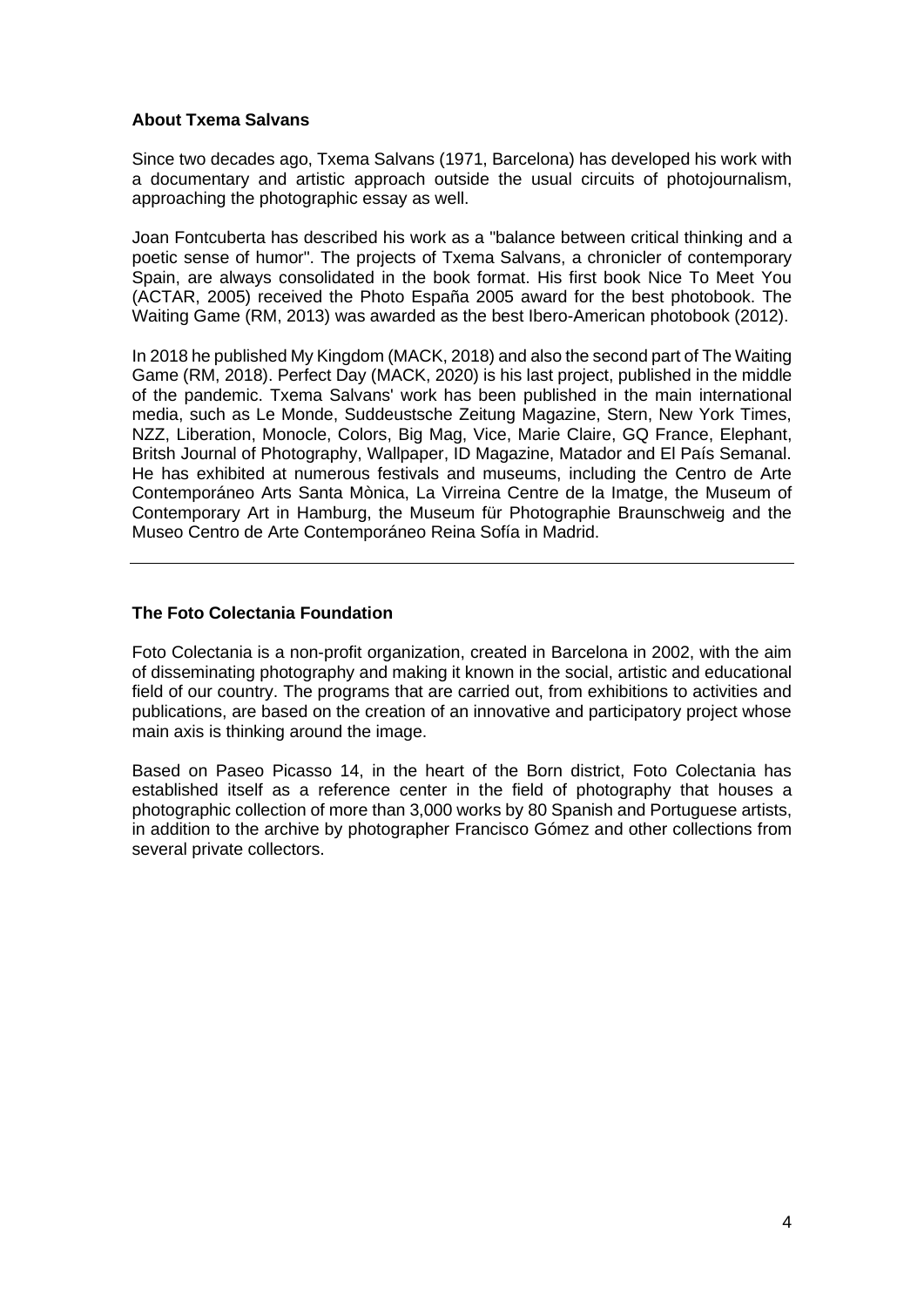## About Txema Salvans

Since two decades ago, Txema Salvans (1971, Barcelona) has developed his work with a documentary and artistic approach outside the usual circuits of photojournalism, approaching the photographic essay as well.

Joan Fontcuberta has described his work as a "balance between critical thinking and a poetic sense of humor". The projects of Txema Salvans, a chronicler of contemporary Spain, are always consolidated in the book format. His first book Nice To Meet You (ACTAR, 2005) received the Photo España 2005 award for the best photobook. The Waiting Game (RM, 2013) was awarded as the best Ibero-American photobook (2012).

In 2018 he published My Kingdom (MACK, 2018) and also the second part of The Waiting Game (RM, 2018). Perfect Day (MACK, 2020) is his last project, published in the middle of the pandemic. Txema Salvans' work has been published in the main international media, such as Le Monde, Suddeustsche Zeitung Magazine, Stern, New York Times, NZZ, Liberation, Monocle, Colors, Big Mag, Vice, Marie Claire, GQ France, Elephant, Britsh Journal of Photography, Wallpaper, ID Magazine, Matador and El País Semanal. He has exhibited at numerous festivals and museums, including the Centro de Arte Contemporáneo Arts Santa Mònica, La Virreina Centre de la Imatge, the Museum of Contemporary Art in Hamburg, the Museum für Photographie Braunschweig and the Museo Centro de Arte Contemporáneo Reina Sofía in Madrid.

---

## The Foto Colectania Foundation

Foto Colectania is a non-profit organization, created in Barcelona in 2002, with the aim of disseminating photography and making it known in the social, artistic and educational field of our country. The programs that are carried out, from exhibitions to activities and publications, are based on the creation of an innovative and participatory project whose main axis is thinking around the image.

Based on Paseo Picasso 14, in the heart of the Born district, Foto Colectania has established itself as a reference center in the field of photography that houses a photographic collection of more than 3,000 works by 80 Spanish and Portuguese artists, in addition to the archive by photographer Francisco Gómez and other collections from several private collectors.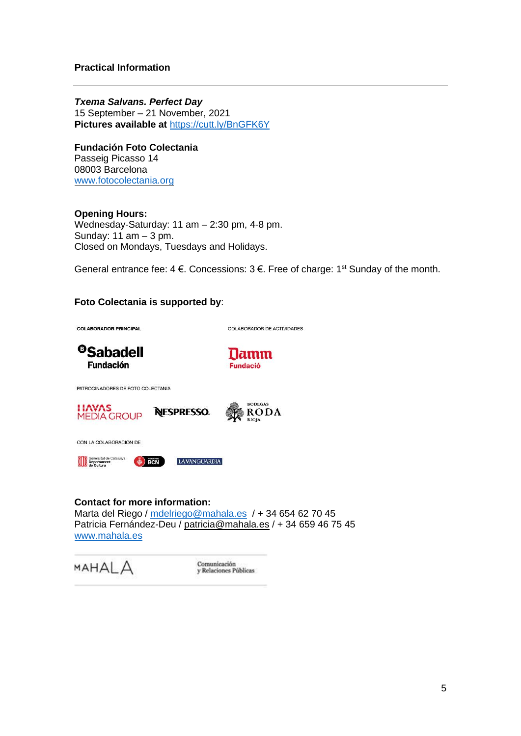**Practical Information**

---

***Txema Salvans. Perfect Day***
15 September – 21 November, 2021
**Pictures available at** https://cutt.ly/BnGFK6Y

**Fundación Foto Colectania**
Passeig Picasso 14
08003 Barcelona
www.fotocolectania.org

**Opening Hours:**
Wednesday-Saturday: 11 am – 2:30 pm, 4-8 pm.
Sunday: 11 am – 3 pm.
Closed on Mondays, Tuesdays and Holidays.

General entrance fee: 4 €. Concessions: 3 €. Free of charge: 1st Sunday of the month.

**Foto Colectania is supported by**:

COLABORADOR PRINCIPAL

Sabadell Fundación

COLABORADOR DE ACTIVIDADES

Damm Fundació

PATROCINADORES DE FOTO COLECTANIA

HAVAS MEDIA GROUP

NESPRESSO.

BODEGAS RODA RIOJA

CON LA COLABORACIÓN DE

Generalitat de Catalunya Departament de Cultura

BCN

LA VANGUARDIA

**Contact for more information:**
Marta del Riego / mdelriego@mahala.es / + 34 654 62 70 45
Patricia Fernández-Deu / patricia@mahala.es / + 34 659 46 75 45
www.mahala.es

MAHALA

Comunicación y Relaciones Públicas